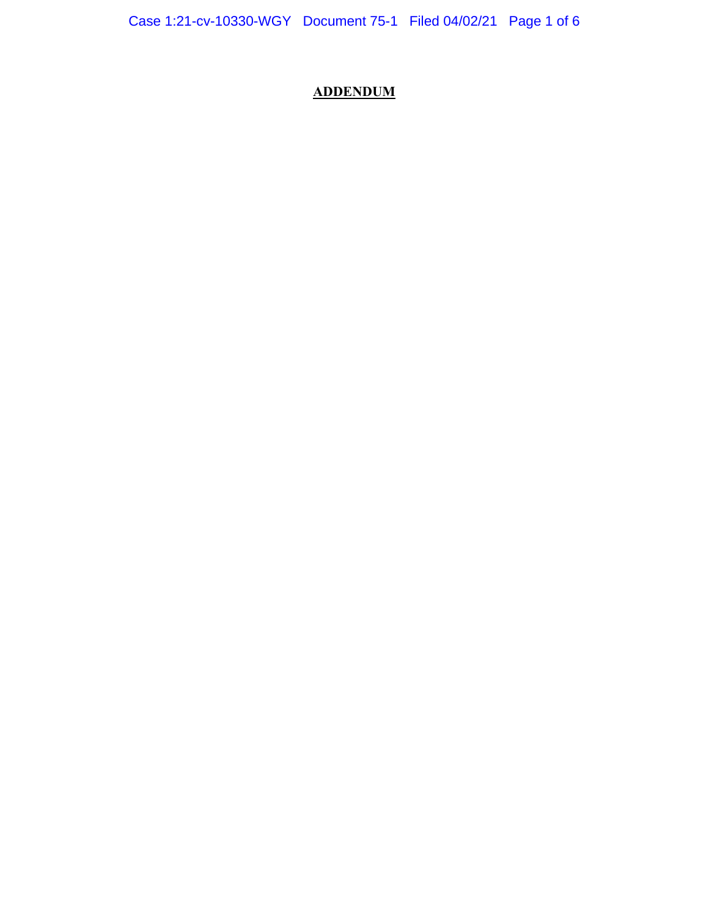# **ADDENDUM**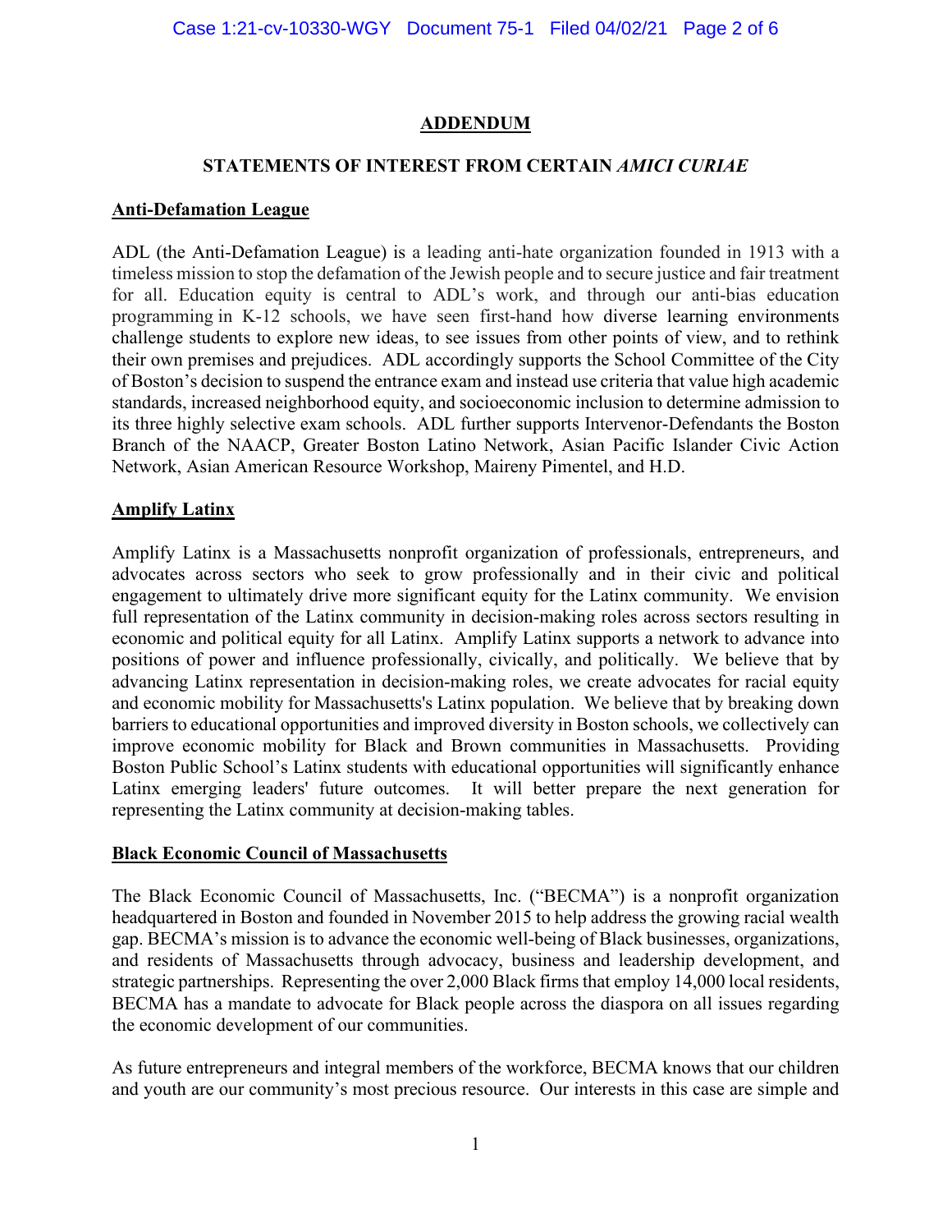## ADDENDUM

### STATEMENTS OF INTEREST FROM CERTAIN *AMICI CURIAE*

**Anti-Defamation League**

ADL (the Anti-Defamation League) is a leading anti-hate organization founded in 1913 with a timeless mission to stop the defamation of the Jewish people and to secure justice and fair treatment for all. Education equity is central to ADL's work, and through our anti-bias education programming in K-12 schools, we have seen first-hand how diverse learning environments challenge students to explore new ideas, to see issues from other points of view, and to rethink their own premises and prejudices. ADL accordingly supports the School Committee of the City of Boston's decision to suspend the entrance exam and instead use criteria that value high academic standards, increased neighborhood equity, and socioeconomic inclusion to determine admission to its three highly selective exam schools. ADL further supports Intervenor-Defendants the Boston Branch of the NAACP, Greater Boston Latino Network, Asian Pacific Islander Civic Action Network, Asian American Resource Workshop, Maireny Pimentel, and H.D.

**Amplify Latinx**

Amplify Latinx is a Massachusetts nonprofit organization of professionals, entrepreneurs, and advocates across sectors who seek to grow professionally and in their civic and political engagement to ultimately drive more significant equity for the Latinx community. We envision full representation of the Latinx community in decision-making roles across sectors resulting in economic and political equity for all Latinx. Amplify Latinx supports a network to advance into positions of power and influence professionally, civically, and politically. We believe that by advancing Latinx representation in decision-making roles, we create advocates for racial equity and economic mobility for Massachusetts's Latinx population. We believe that by breaking down barriers to educational opportunities and improved diversity in Boston schools, we collectively can improve economic mobility for Black and Brown communities in Massachusetts. Providing Boston Public School's Latinx students with educational opportunities will significantly enhance Latinx emerging leaders' future outcomes. It will better prepare the next generation for representing the Latinx community at decision-making tables.

**Black Economic Council of Massachusetts**

The Black Economic Council of Massachusetts, Inc. ("BECMA") is a nonprofit organization headquartered in Boston and founded in November 2015 to help address the growing racial wealth gap. BECMA's mission is to advance the economic well-being of Black businesses, organizations, and residents of Massachusetts through advocacy, business and leadership development, and strategic partnerships. Representing the over 2,000 Black firms that employ 14,000 local residents, BECMA has a mandate to advocate for Black people across the diaspora on all issues regarding the economic development of our communities.

As future entrepreneurs and integral members of the workforce, BECMA knows that our children and youth are our community's most precious resource. Our interests in this case are simple and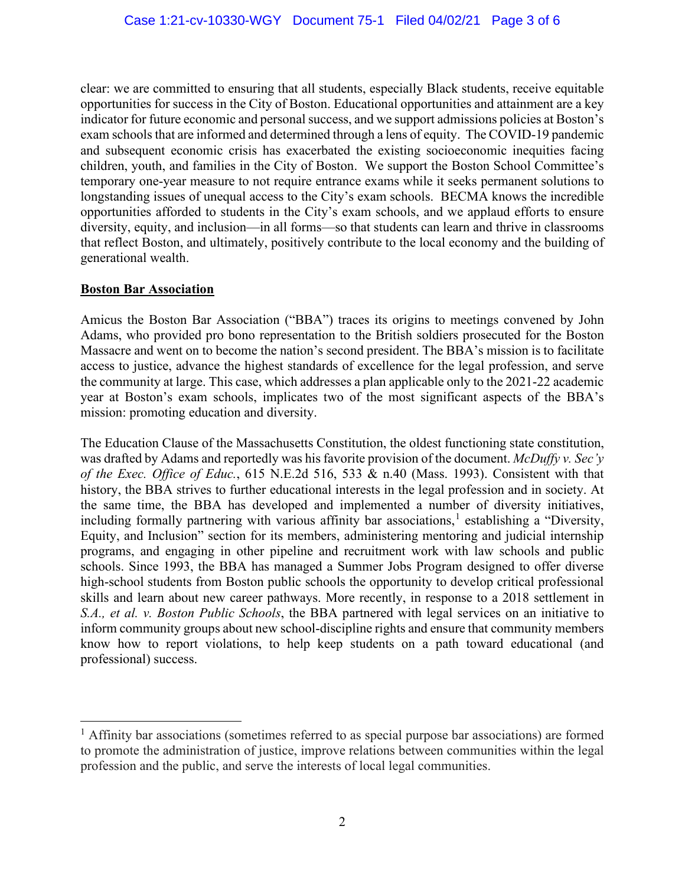clear: we are committed to ensuring that all students, especially Black students, receive equitable opportunities for success in the City of Boston. Educational opportunities and attainment are a key indicator for future economic and personal success, and we support admissions policies at Boston's exam schools that are informed and determined through a lens of equity. The COVID-19 pandemic and subsequent economic crisis has exacerbated the existing socioeconomic inequities facing children, youth, and families in the City of Boston. We support the Boston School Committee's temporary one-year measure to not require entrance exams while it seeks permanent solutions to longstanding issues of unequal access to the City's exam schools. BECMA knows the incredible opportunities afforded to students in the City's exam schools, and we applaud efforts to ensure diversity, equity, and inclusion—in all forms—so that students can learn and thrive in classrooms that reflect Boston, and ultimately, positively contribute to the local economy and the building of generational wealth.

**Boston Bar Association**

Amicus the Boston Bar Association ("BBA") traces its origins to meetings convened by John Adams, who provided pro bono representation to the British soldiers prosecuted for the Boston Massacre and went on to become the nation's second president. The BBA's mission is to facilitate access to justice, advance the highest standards of excellence for the legal profession, and serve the community at large. This case, which addresses a plan applicable only to the 2021-22 academic year at Boston's exam schools, implicates two of the most significant aspects of the BBA's mission: promoting education and diversity.

The Education Clause of the Massachusetts Constitution, the oldest functioning state constitution, was drafted by Adams and reportedly was his favorite provision of the document. *McDuffy v. Sec'y of the Exec. Office of Educ.*, 615 N.E.2d 516, 533 & n.40 (Mass. 1993). Consistent with that history, the BBA strives to further educational interests in the legal profession and in society. At the same time, the BBA has developed and implemented a number of diversity initiatives, including formally partnering with various affinity bar associations,[1] establishing a "Diversity, Equity, and Inclusion" section for its members, administering mentoring and judicial internship programs, and engaging in other pipeline and recruitment work with law schools and public schools. Since 1993, the BBA has managed a Summer Jobs Program designed to offer diverse high-school students from Boston public schools the opportunity to develop critical professional skills and learn about new career pathways. More recently, in response to a 2018 settlement in *S.A., et al. v. Boston Public Schools*, the BBA partnered with legal services on an initiative to inform community groups about new school-discipline rights and ensure that community members know how to report violations, to help keep students on a path toward educational (and professional) success.

---

[1] Affinity bar associations (sometimes referred to as special purpose bar associations) are formed to promote the administration of justice, improve relations between communities within the legal profession and the public, and serve the interests of local legal communities.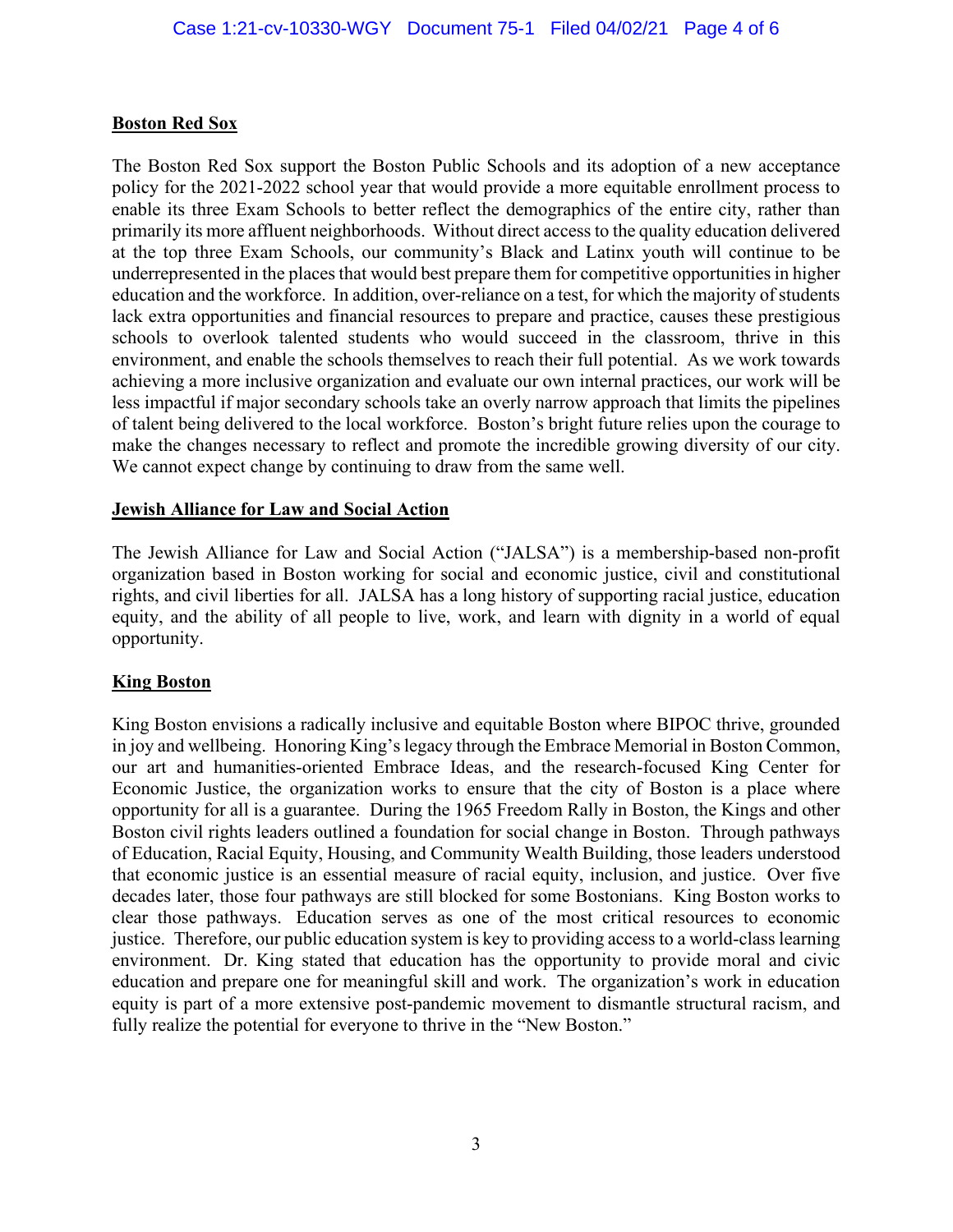**Boston Red Sox**

The Boston Red Sox support the Boston Public Schools and its adoption of a new acceptance policy for the 2021-2022 school year that would provide a more equitable enrollment process to enable its three Exam Schools to better reflect the demographics of the entire city, rather than primarily its more affluent neighborhoods. Without direct access to the quality education delivered at the top three Exam Schools, our community's Black and Latinx youth will continue to be underrepresented in the places that would best prepare them for competitive opportunities in higher education and the workforce. In addition, over-reliance on a test, for which the majority of students lack extra opportunities and financial resources to prepare and practice, causes these prestigious schools to overlook talented students who would succeed in the classroom, thrive in this environment, and enable the schools themselves to reach their full potential. As we work towards achieving a more inclusive organization and evaluate our own internal practices, our work will be less impactful if major secondary schools take an overly narrow approach that limits the pipelines of talent being delivered to the local workforce. Boston's bright future relies upon the courage to make the changes necessary to reflect and promote the incredible growing diversity of our city. We cannot expect change by continuing to draw from the same well.

**Jewish Alliance for Law and Social Action**

The Jewish Alliance for Law and Social Action ("JALSA") is a membership-based non-profit organization based in Boston working for social and economic justice, civil and constitutional rights, and civil liberties for all. JALSA has a long history of supporting racial justice, education equity, and the ability of all people to live, work, and learn with dignity in a world of equal opportunity.

**King Boston**

King Boston envisions a radically inclusive and equitable Boston where BIPOC thrive, grounded in joy and wellbeing. Honoring King's legacy through the Embrace Memorial in Boston Common, our art and humanities-oriented Embrace Ideas, and the research-focused King Center for Economic Justice, the organization works to ensure that the city of Boston is a place where opportunity for all is a guarantee. During the 1965 Freedom Rally in Boston, the Kings and other Boston civil rights leaders outlined a foundation for social change in Boston. Through pathways of Education, Racial Equity, Housing, and Community Wealth Building, those leaders understood that economic justice is an essential measure of racial equity, inclusion, and justice. Over five decades later, those four pathways are still blocked for some Bostonians. King Boston works to clear those pathways. Education serves as one of the most critical resources to economic justice. Therefore, our public education system is key to providing access to a world-class learning environment. Dr. King stated that education has the opportunity to provide moral and civic education and prepare one for meaningful skill and work. The organization's work in education equity is part of a more extensive post-pandemic movement to dismantle structural racism, and fully realize the potential for everyone to thrive in the "New Boston."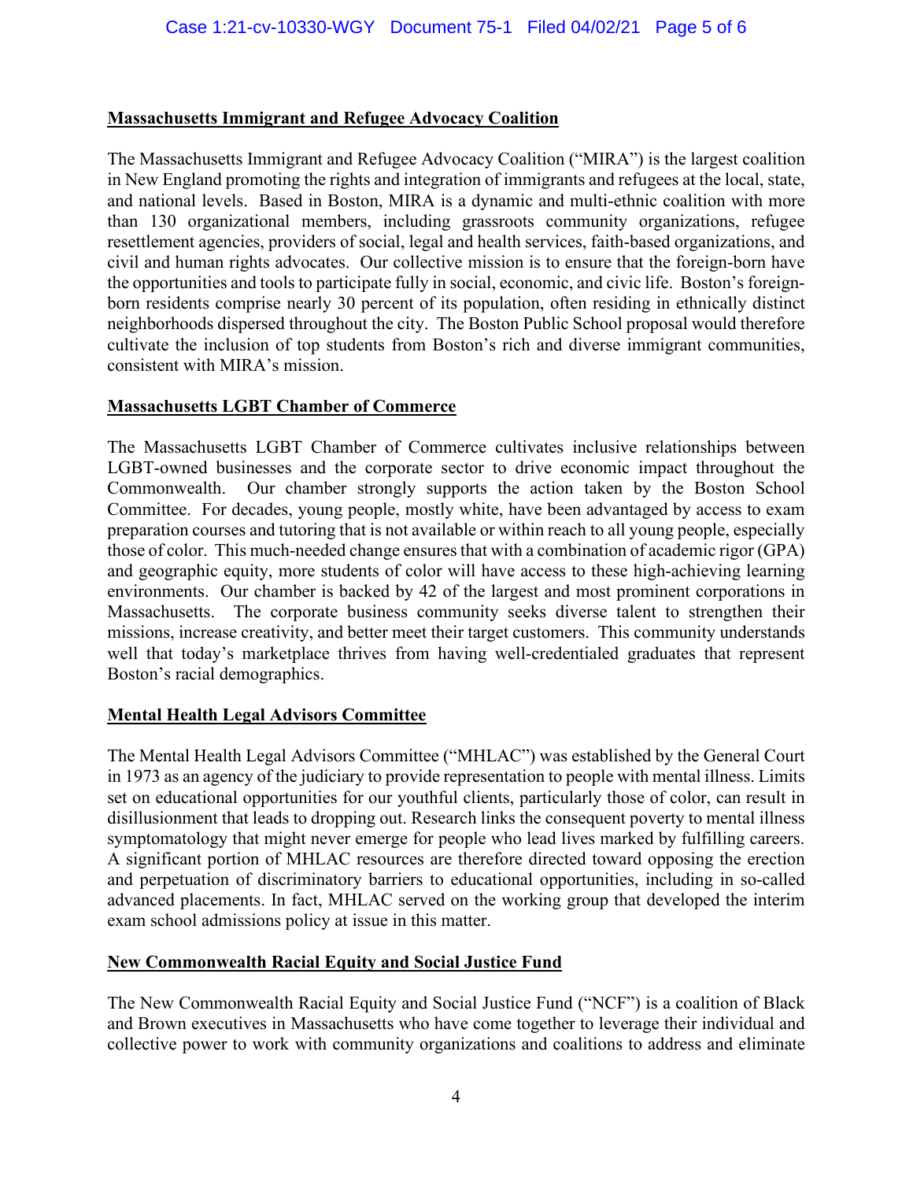**Massachusetts Immigrant and Refugee Advocacy Coalition**

The Massachusetts Immigrant and Refugee Advocacy Coalition ("MIRA") is the largest coalition in New England promoting the rights and integration of immigrants and refugees at the local, state, and national levels. Based in Boston, MIRA is a dynamic and multi-ethnic coalition with more than 130 organizational members, including grassroots community organizations, refugee resettlement agencies, providers of social, legal and health services, faith-based organizations, and civil and human rights advocates. Our collective mission is to ensure that the foreign-born have the opportunities and tools to participate fully in social, economic, and civic life. Boston's foreign-born residents comprise nearly 30 percent of its population, often residing in ethnically distinct neighborhoods dispersed throughout the city. The Boston Public School proposal would therefore cultivate the inclusion of top students from Boston's rich and diverse immigrant communities, consistent with MIRA's mission.

**Massachusetts LGBT Chamber of Commerce**

The Massachusetts LGBT Chamber of Commerce cultivates inclusive relationships between LGBT-owned businesses and the corporate sector to drive economic impact throughout the Commonwealth. Our chamber strongly supports the action taken by the Boston School Committee. For decades, young people, mostly white, have been advantaged by access to exam preparation courses and tutoring that is not available or within reach to all young people, especially those of color. This much-needed change ensures that with a combination of academic rigor (GPA) and geographic equity, more students of color will have access to these high-achieving learning environments. Our chamber is backed by 42 of the largest and most prominent corporations in Massachusetts. The corporate business community seeks diverse talent to strengthen their missions, increase creativity, and better meet their target customers. This community understands well that today's marketplace thrives from having well-credentialed graduates that represent Boston's racial demographics.

**Mental Health Legal Advisors Committee**

The Mental Health Legal Advisors Committee ("MHLAC") was established by the General Court in 1973 as an agency of the judiciary to provide representation to people with mental illness. Limits set on educational opportunities for our youthful clients, particularly those of color, can result in disillusionment that leads to dropping out. Research links the consequent poverty to mental illness symptomatology that might never emerge for people who lead lives marked by fulfilling careers. A significant portion of MHLAC resources are therefore directed toward opposing the erection and perpetuation of discriminatory barriers to educational opportunities, including in so-called advanced placements. In fact, MHLAC served on the working group that developed the interim exam school admissions policy at issue in this matter.

**New Commonwealth Racial Equity and Social Justice Fund**

The New Commonwealth Racial Equity and Social Justice Fund ("NCF") is a coalition of Black and Brown executives in Massachusetts who have come together to leverage their individual and collective power to work with community organizations and coalitions to address and eliminate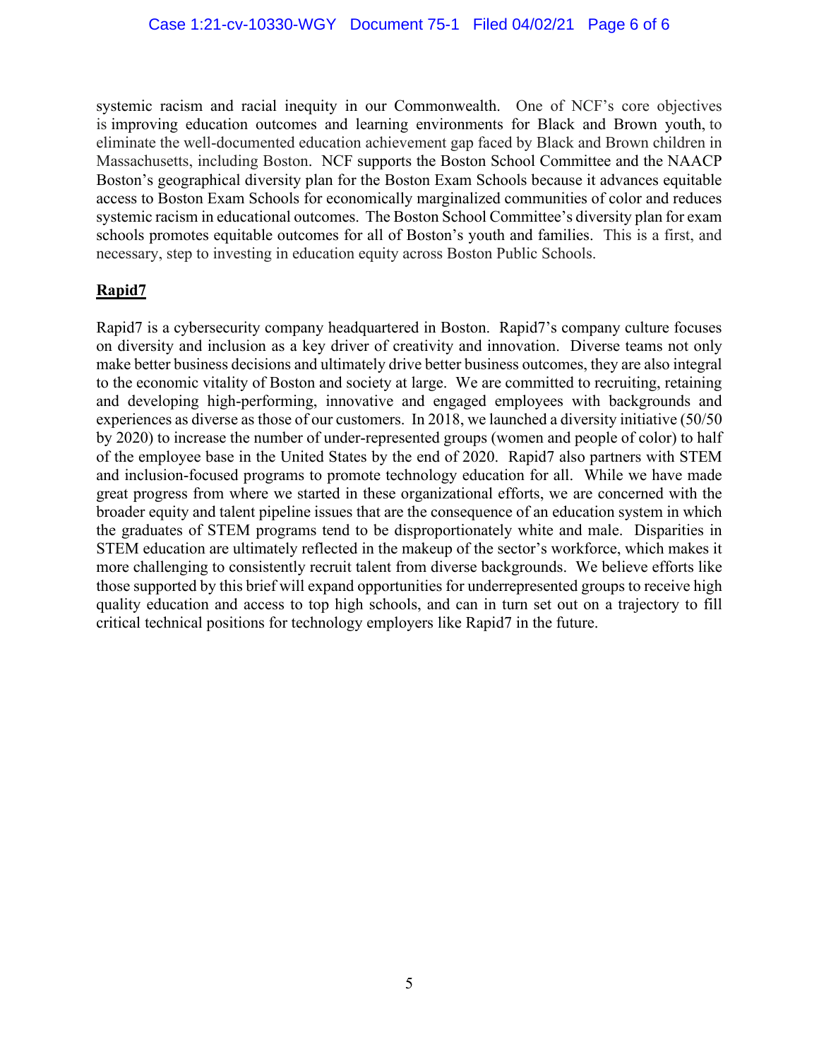systemic racism and racial inequity in our Commonwealth. One of NCF's core objectives is improving education outcomes and learning environments for Black and Brown youth, to eliminate the well-documented education achievement gap faced by Black and Brown children in Massachusetts, including Boston. NCF supports the Boston School Committee and the NAACP Boston's geographical diversity plan for the Boston Exam Schools because it advances equitable access to Boston Exam Schools for economically marginalized communities of color and reduces systemic racism in educational outcomes. The Boston School Committee's diversity plan for exam schools promotes equitable outcomes for all of Boston's youth and families. This is a first, and necessary, step to investing in education equity across Boston Public Schools.

**Rapid7**

Rapid7 is a cybersecurity company headquartered in Boston. Rapid7's company culture focuses on diversity and inclusion as a key driver of creativity and innovation. Diverse teams not only make better business decisions and ultimately drive better business outcomes, they are also integral to the economic vitality of Boston and society at large. We are committed to recruiting, retaining and developing high-performing, innovative and engaged employees with backgrounds and experiences as diverse as those of our customers. In 2018, we launched a diversity initiative (50/50 by 2020) to increase the number of under-represented groups (women and people of color) to half of the employee base in the United States by the end of 2020. Rapid7 also partners with STEM and inclusion-focused programs to promote technology education for all. While we have made great progress from where we started in these organizational efforts, we are concerned with the broader equity and talent pipeline issues that are the consequence of an education system in which the graduates of STEM programs tend to be disproportionately white and male. Disparities in STEM education are ultimately reflected in the makeup of the sector's workforce, which makes it more challenging to consistently recruit talent from diverse backgrounds. We believe efforts like those supported by this brief will expand opportunities for underrepresented groups to receive high quality education and access to top high schools, and can in turn set out on a trajectory to fill critical technical positions for technology employers like Rapid7 in the future.